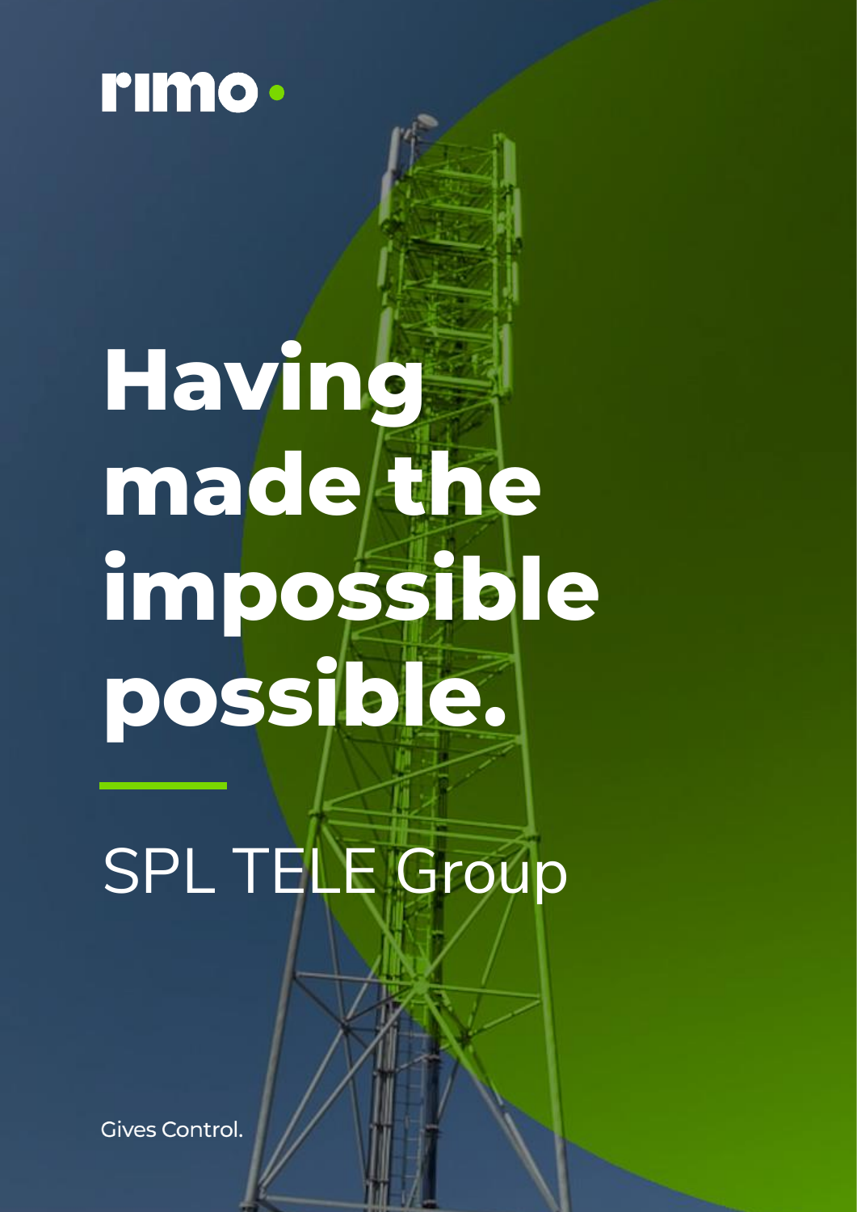rimo

# Having made the impossible possible.

SPL TELE Group

Gives Control.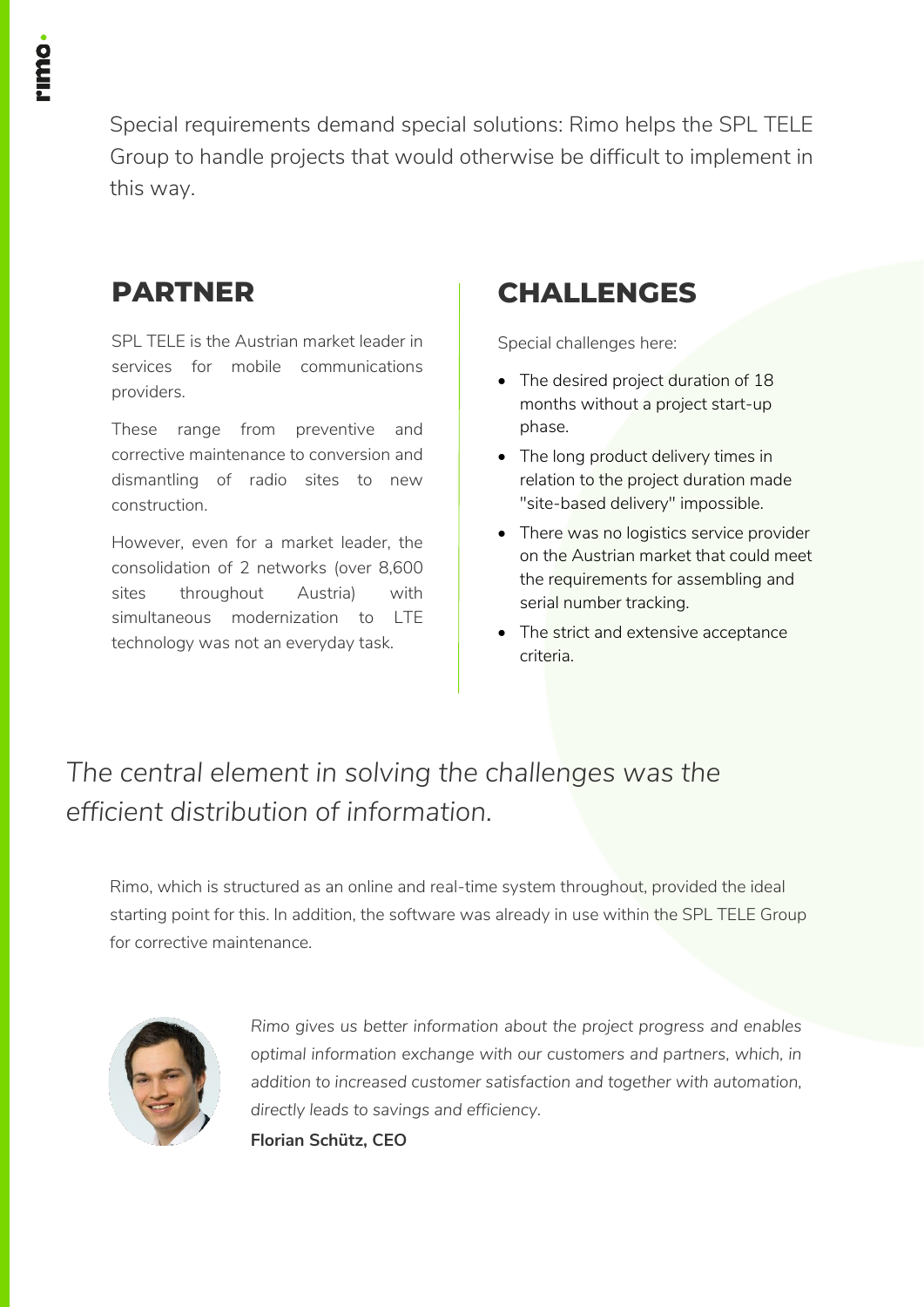Special requirements demand special solutions: Rimo helps the SPL TELE Group to handle projects that would otherwise be difficult to implement in this way.

## PARTNER

SPL TELE is the Austrian market leader in services for mobile communications providers.

These range from preventive and corrective maintenance to conversion and dismantling of radio sites to new construction.

However, even for a market leader, the consolidation of 2 networks (over 8,600 sites throughout Austria) with simultaneous modernization to LTE technology was not an everyday task.

## CHALLENGES

Special challenges here:

- The desired project duration of 18 months without a project start-up phase.
- The long product delivery times in relation to the project duration made "site-based delivery" impossible.
- There was no logistics service provider on the Austrian market that could meet the requirements for assembling and serial number tracking.
- The strict and extensive acceptance criteria.

*The central element in solving the challenges was the efficient distribution of information.*

Rimo, which is structured as an online and real-time system throughout, provided the ideal starting point for this. In addition, the software was already in use within the SPL TELE Group for corrective maintenance.

*Rimo gives us better information about the project progress and enables optimal information exchange with our customers and partners, which, in addition to increased customer satisfaction and together with automation, directly leads to savings and efficiency.*

**Florian Schütz, CEO**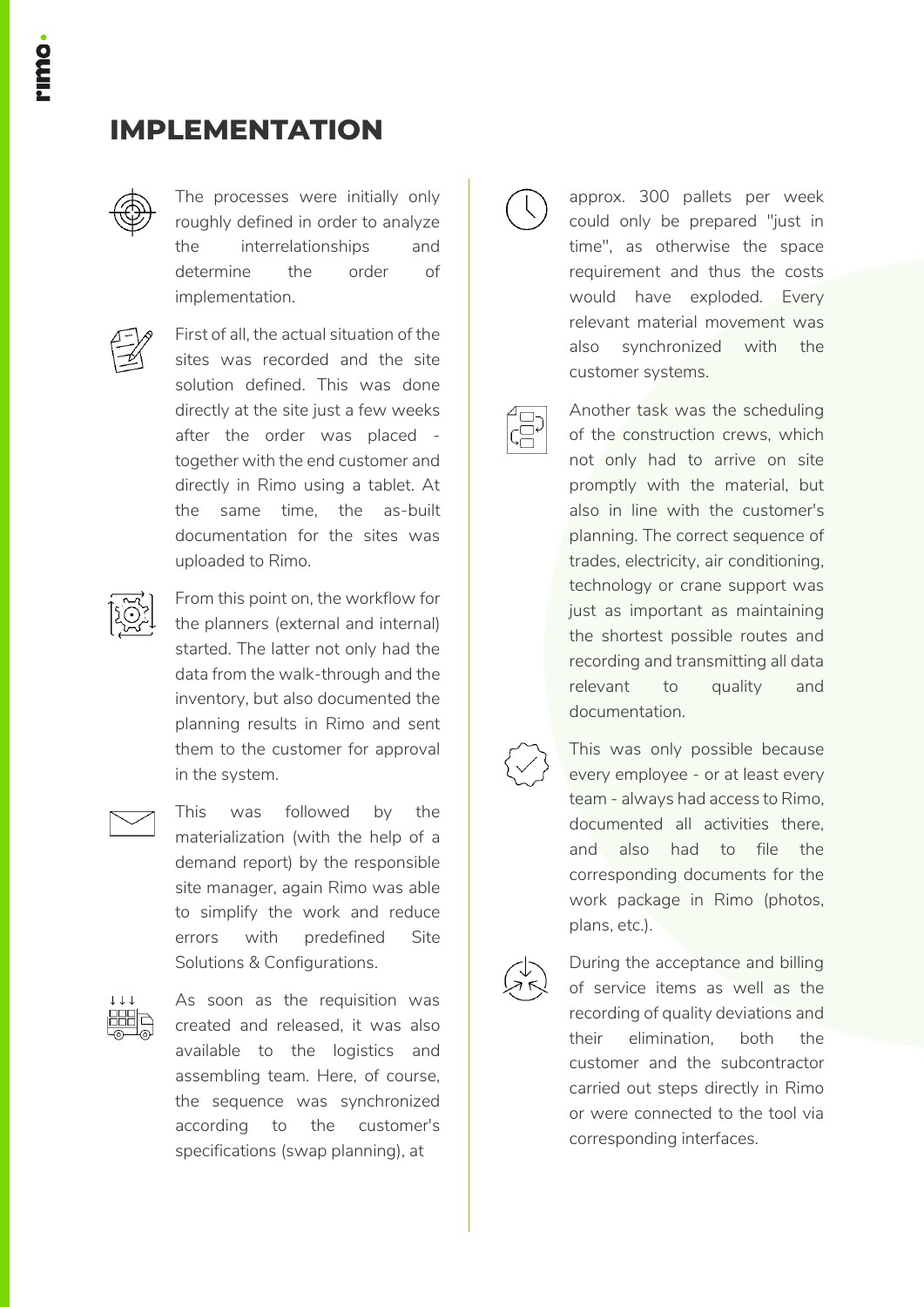# IMPLEMENTATION

The processes were initially only roughly defined in order to analyze the interrelationships and determine the order of implementation.

First of all, the actual situation of the sites was recorded and the site solution defined. This was done directly at the site just a few weeks after the order was placed - together with the end customer and directly in Rimo using a tablet. At the same time, the as-built documentation for the sites was uploaded to Rimo.

From this point on, the workflow for the planners (external and internal) started. The latter not only had the data from the walk-through and the inventory, but also documented the planning results in Rimo and sent them to the customer for approval in the system.

This was followed by the materialization (with the help of a demand report) by the responsible site manager, again Rimo was able to simplify the work and reduce errors with predefined Site Solutions & Configurations.

As soon as the requisition was created and released, it was also available to the logistics and assembling team. Here, of course, the sequence was synchronized according to the customer's specifications (swap planning), at approx. 300 pallets per week could only be prepared "just in time", as otherwise the space requirement and thus the costs would have exploded. Every relevant material movement was also synchronized with the customer systems.

Another task was the scheduling of the construction crews, which not only had to arrive on site promptly with the material, but also in line with the customer's planning. The correct sequence of trades, electricity, air conditioning, technology or crane support was just as important as maintaining the shortest possible routes and recording and transmitting all data relevant to quality and documentation.

This was only possible because every employee - or at least every team - always had access to Rimo, documented all activities there, and also had to file the corresponding documents for the work package in Rimo (photos, plans, etc.).

During the acceptance and billing of service items as well as the recording of quality deviations and their elimination, both the customer and the subcontractor carried out steps directly in Rimo or were connected to the tool via corresponding interfaces.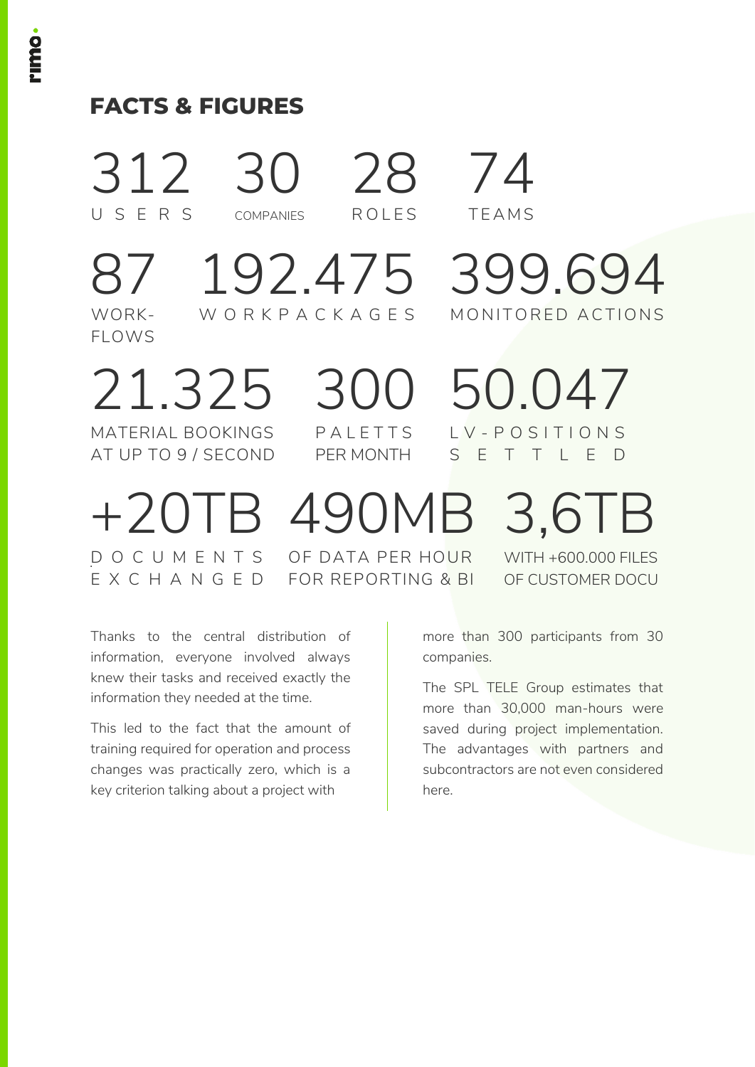## FACTS & FIGURES

**312**
USERS

**30**
COMPANIES

**28**
ROLES

**74**
TEAMS

**87**
WORK-FLOWS

**192.475**
WORKPACKAGES

**399.694**
MONITORED ACTIONS

**21.325**
MATERIAL BOOKINGS AT UP TO 9 / SECOND

**300**
PALETTS PER MONTH

**50.047**
LV-POSITIONS SETTLED

**+20TB**
DOCUMENTS EXCHANGED

**490MB**
OF DATA PER HOUR FOR REPORTING & BI

**3,6TB**
WITH +600.000 FILES OF CUSTOMER DOCU

Thanks to the central distribution of information, everyone involved always knew their tasks and received exactly the information they needed at the time.

This led to the fact that the amount of training required for operation and process changes was practically zero, which is a key criterion talking about a project with more than 300 participants from 30 companies.

The SPL TELE Group estimates that more than 30,000 man-hours were saved during project implementation. The advantages with partners and subcontractors are not even considered here.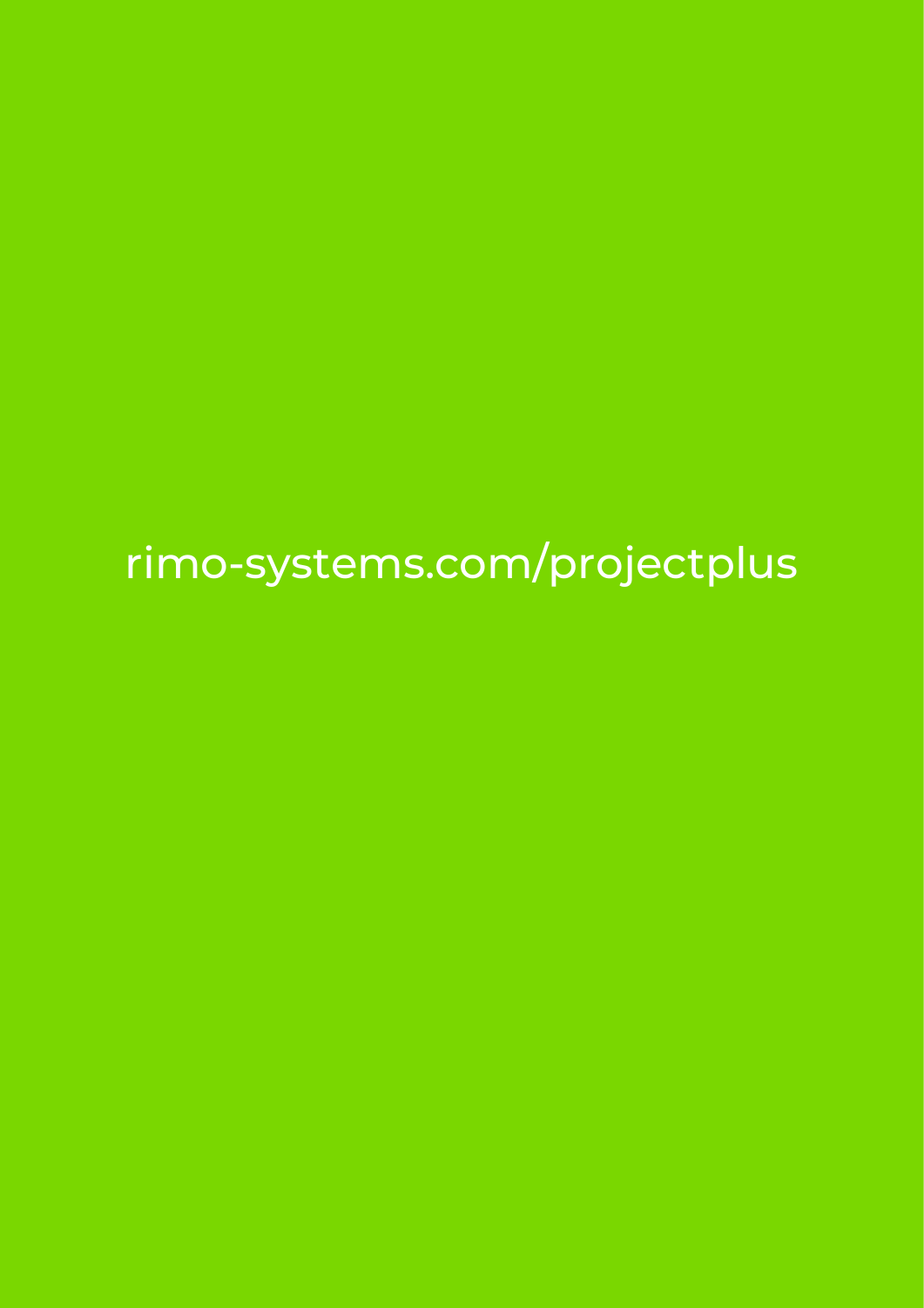rimo-systems.com/projectplus